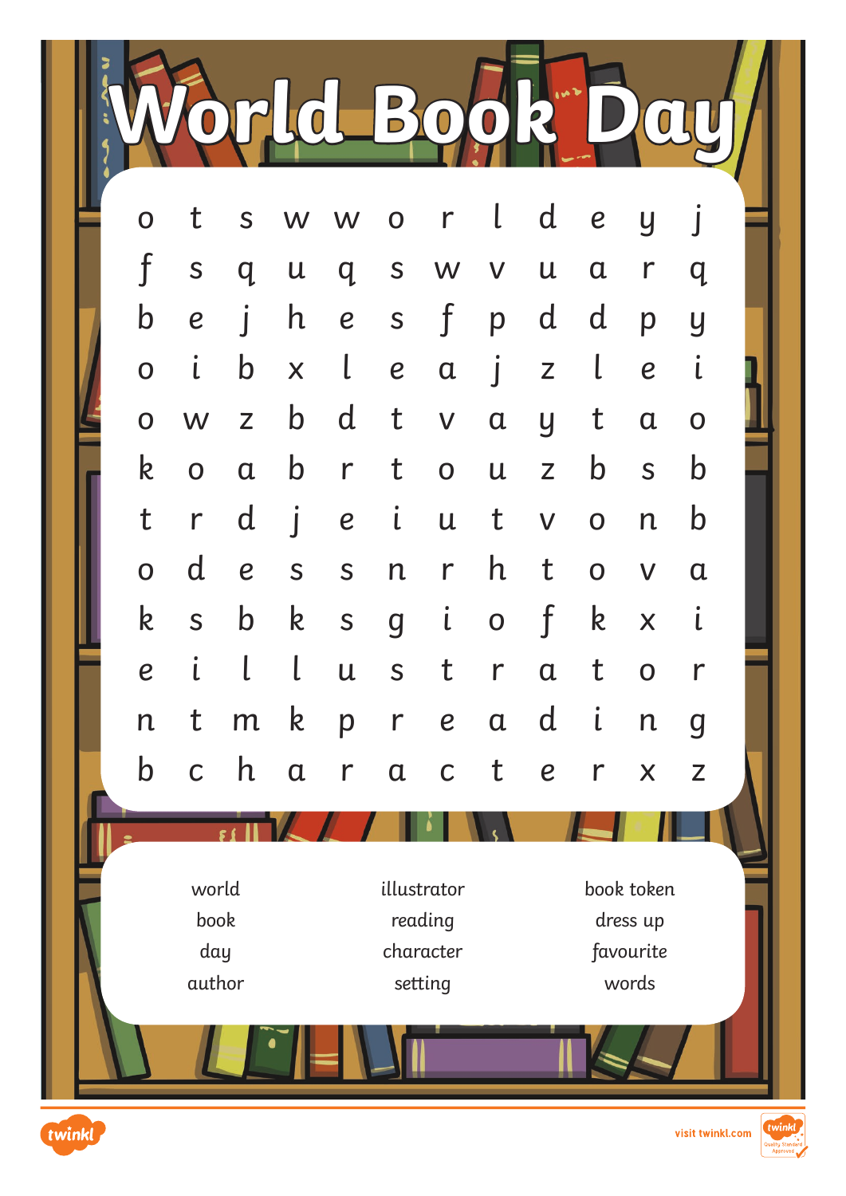# World Book Day

| | | | | | | | | | | | |
|---|---|---|---|---|---|---|---|---|---|---|---|
| o | t | s | w | w | o | r | l | d | e | y | j |
| f | s | q | u | q | s | w | v | u | a | r | q |
| b | e | j | h | e | s | f | p | d | d | p | y |
| o | i | b | x | l | e | a | j | z | l | e | i |
| o | w | z | b | d | t | v | a | y | t | a | o |
| k | o | a | b | r | t | o | u | z | b | s | b |
| t | r | d | j | e | i | u | t | v | o | n | b |
| o | d | e | s | s | n | r | h | t | o | v | a |
| k | s | b | k | s | g | i | o | f | k | x | i |
| e | i | l | l | u | s | t | r | a | t | o | r |
| n | t | m | k | p | r | e | a | d | i | n | g |
| b | c | h | a | r | a | c | t | e | r | x | z |

| | | |
|---|---|---|
| world | illustrator | book token |
| book | reading | dress up |
| day | character | favourite |
| author | setting | words |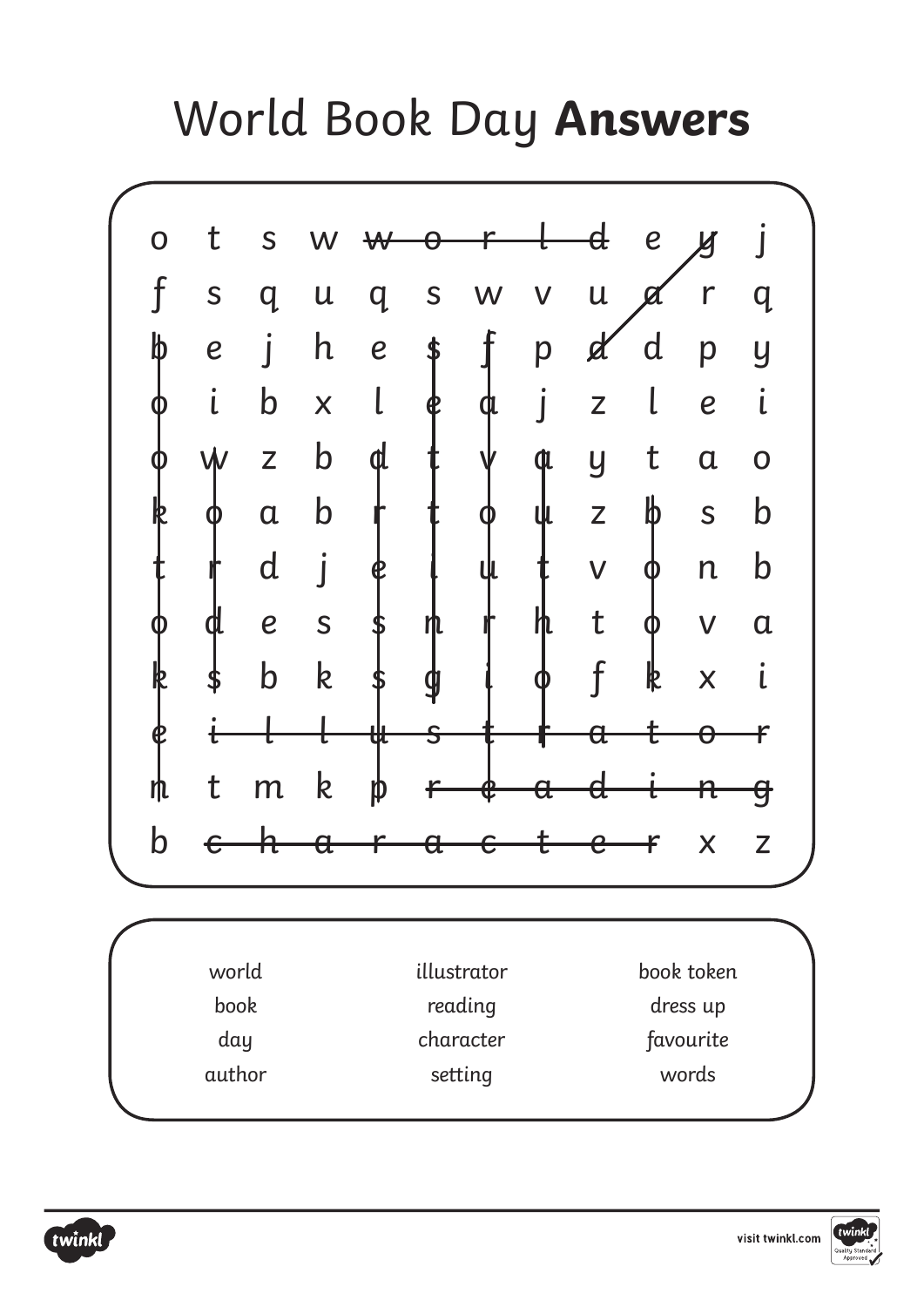# World Book Day **Answers**

| | | | | | | | | | | | |
|---|---|---|---|---|---|---|---|---|---|---|---|
| o | t | s | w | w | o | r | l | d | e | y | j |
| f | s | q | u | q | s | w | v | u | a | r | q |
| b | e | j | h | e | s | f | p | d | d | p | y |
| o | i | b | x | l | e | a | j | z | l | e | i |
| o | w | z | b | d | t | v | a | y | t | a | o |
| k | o | a | b | r | t | o | u | z | b | s | b |
| t | r | d | j | e | i | u | t | v | o | n | b |
| o | d | e | s | s | n | r | h | t | o | v | a |
| k | s | b | k | s | g | i | o | f | k | x | i |
| e | i | l | l | u | s | t | r | a | t | o | r |
| n | t | m | k | p | r | e | a | d | i | n | g |
| b | c | h | a | r | a | c | t | e | r | x | z |

| | | |
|---|---|---|
| world | illustrator | book token |
| book | reading | dress up |
| day | character | favourite |
| author | setting | words |